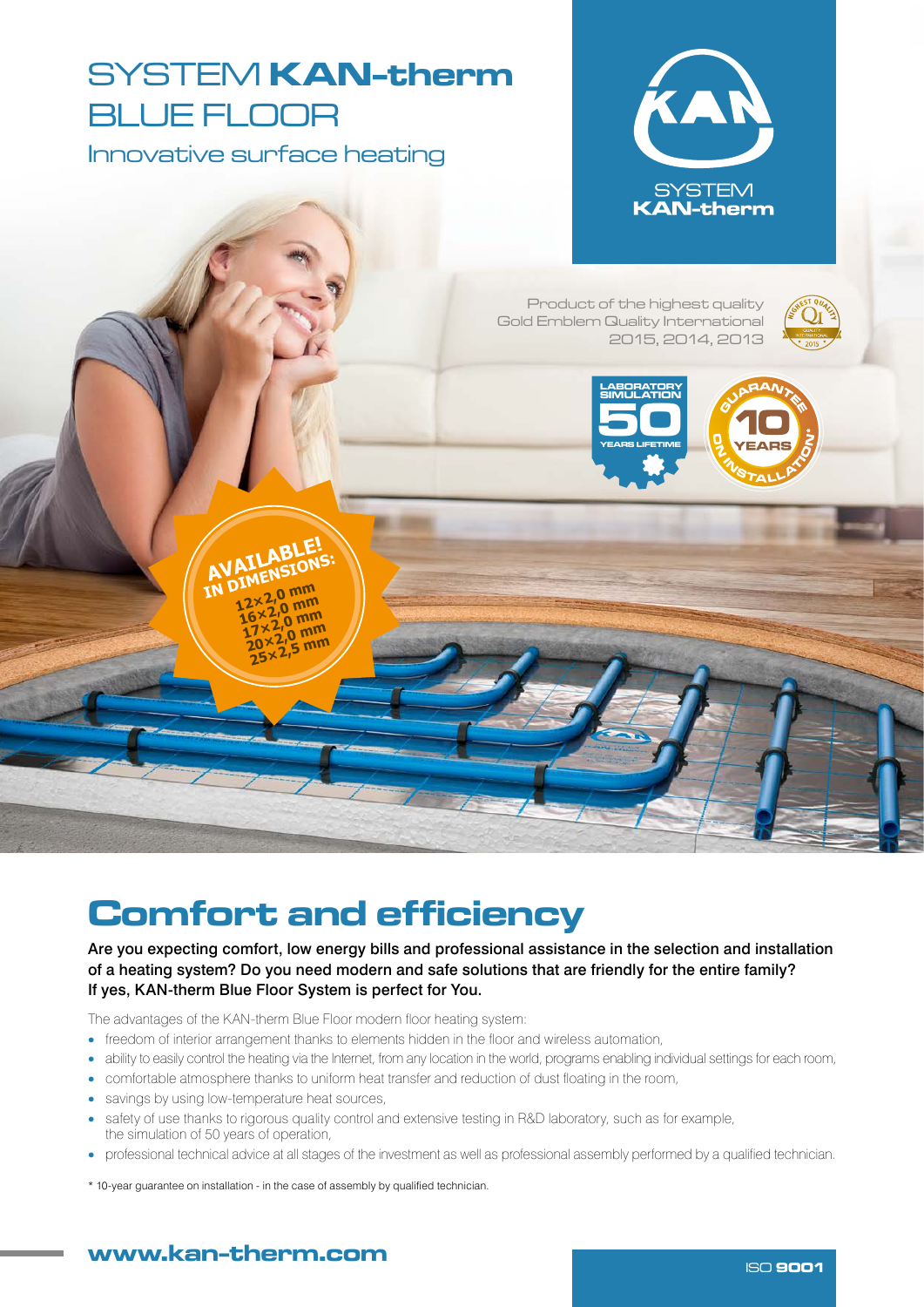# SYSTEM **KAN-therm** BLUE FLOOR

Innovative surface heating

SYSTEM **KAN-therm**

Product of the highest quality
Gold Emblem Quality International
2015, 2014, 2013

LABORATORY SIMULATION 50 YEARS LIFETIME

GUARANTEE 10 YEARS ON INSTALLATION*

**AVAILABLE! IN DIMENSIONS:**
- 12×2,0 mm
- 16×2,0 mm
- 17×2,0 mm
- 20×2,0 mm
- 25×2,5 mm

## Comfort and efficiency

**Are you expecting comfort, low energy bills and professional assistance in the selection and installation of a heating system? Do you need modern and safe solutions that are friendly for the entire family? If yes, KAN-therm Blue Floor System is perfect for You.**

The advantages of the KAN-therm Blue Floor modern floor heating system:

- freedom of interior arrangement thanks to elements hidden in the floor and wireless automation,
- ability to easily control the heating via the Internet, from any location in the world, programs enabling individual settings for each room,
- comfortable atmosphere thanks to uniform heat transfer and reduction of dust floating in the room,
- savings by using low-temperature heat sources,
- safety of use thanks to rigorous quality control and extensive testing in R&D laboratory, such as for example, the simulation of 50 years of operation,
- professional technical advice at all stages of the investment as well as professional assembly performed by a qualified technician.

* 10-year guarantee on installation - in the case of assembly by qualified technician.

**www.kan-therm.com**

ISO **9001**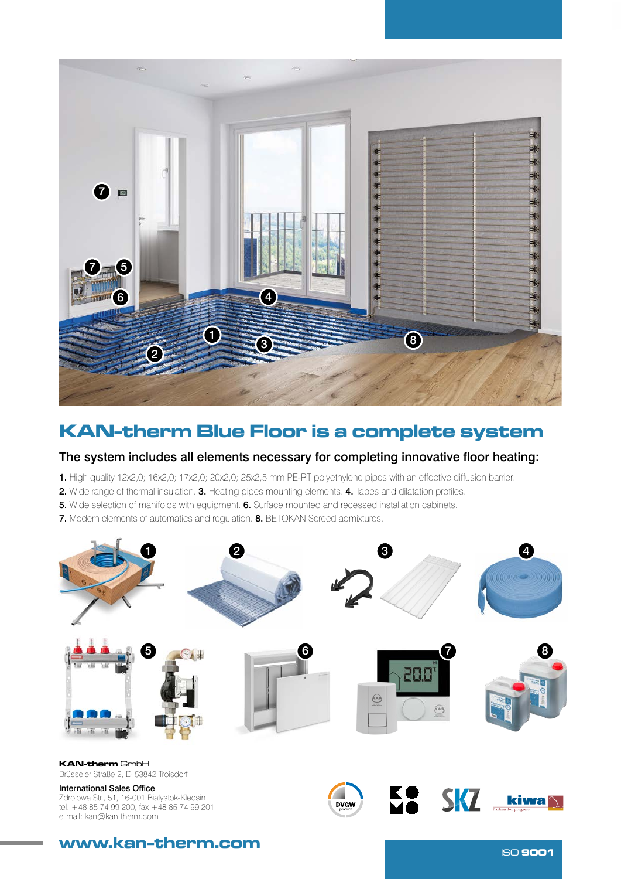# KAN-therm Blue Floor is a complete system

## The system includes all elements necessary for completing innovative floor heating:

**1.** High quality 12x2,0; 16x2,0; 17x2,0; 20x2,0; 25x2,5 mm PE-RT polyethylene pipes with an effective diffusion barrier.
**2.** Wide range of thermal insulation. **3.** Heating pipes mounting elements. **4.** Tapes and dilatation profiles.
**5.** Wide selection of manifolds with equipment. **6.** Surface mounted and recessed installation cabinets.
**7.** Modern elements of automatics and regulation. **8.** BETOKAN Screed admixtures.

**KAN-therm** GmbH
Brüsseler Straße 2, D-53842 Troisdorf

International Sales Office
Zdrojowa Str., 51, 16-001 Białystok-Kleosin
tel. +48 85 74 99 200, fax +48 85 74 99 201
e-mail: kan@kan-therm.com

**www.kan-therm.com**

ISO 9001